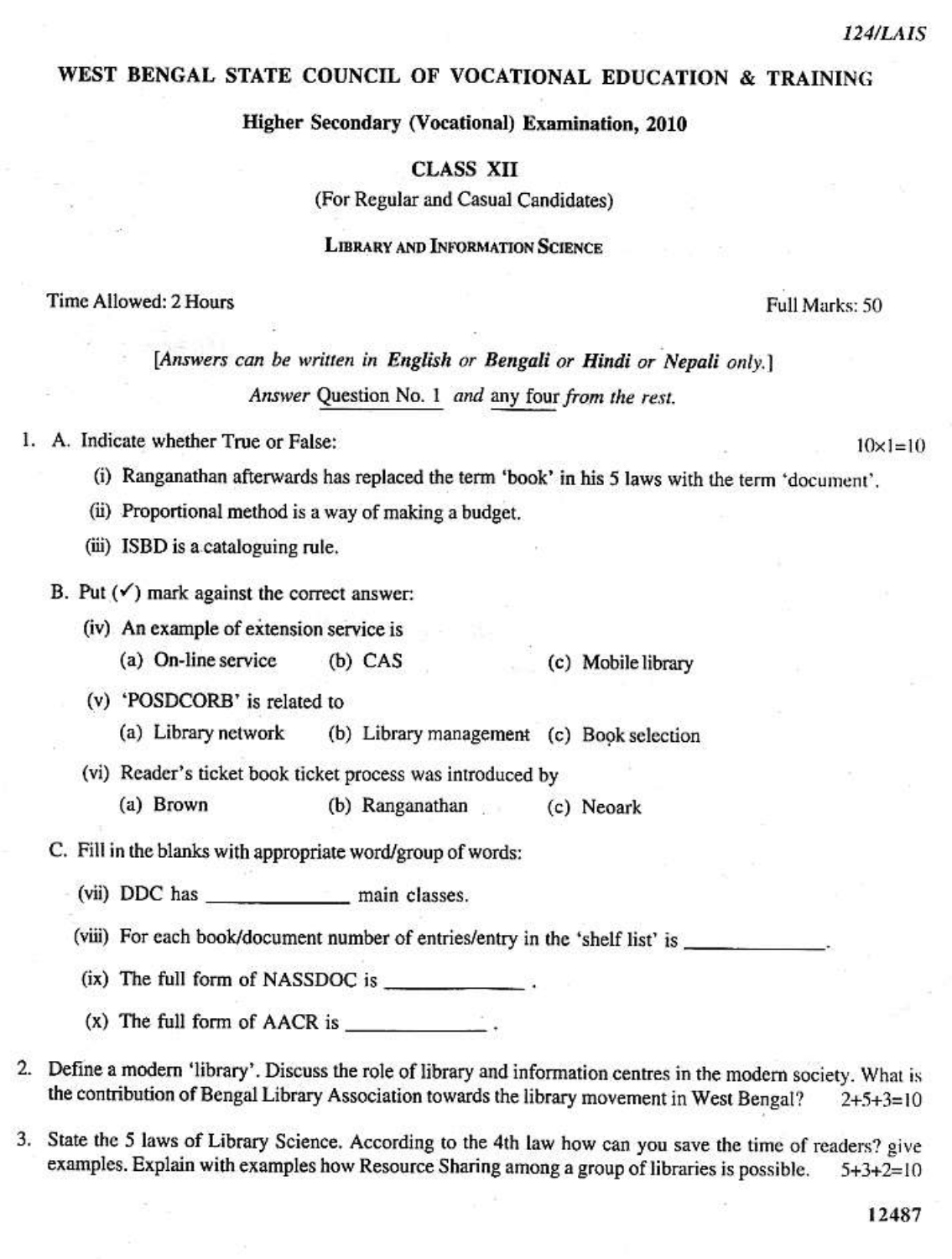124/LAIS

# WEST BENGAL STATE COUNCIL OF VOCATIONAL EDUCATION & TRAINING

## Higher Secondary (Vocational) Examination, 2010

### CLASS XII

(For Regular and Casual Candidates)

### LIBRARY AND INFORMATION SCIENCE

Time Allowed: 2 Hours | Full Marks: 50

[*Answers can be written in **English** or **Bengali** or **Hindi** or **Nepali** only.*]

*Answer* Question No. 1 *and* any four *from the rest.*

1. A. Indicate whether True or False: $10 \times 1 = 10$

   (i) Ranganathan afterwards has replaced the term 'book' in his 5 laws with the term 'document'.

   (ii) Proportional method is a way of making a budget.

   (iii) ISBD is a cataloguing rule.

   B. Put (✓) mark against the correct answer:

   (iv) An example of extension service is
   (a) On-line service (b) CAS (c) Mobile library

   (v) 'POSDCORB' is related to
   (a) Library network (b) Library management (c) Book selection

   (vi) Reader's ticket book ticket process was introduced by
   (a) Brown (b) Ranganathan (c) Neoark

   C. Fill in the blanks with appropriate word/group of words:

   (vii) DDC has ____________ main classes.

   (viii) For each book/document number of entries/entry in the 'shelf list' is ____________.

   (ix) The full form of NASSDOC is ____________ .

   (x) The full form of AACR is ____________ .

2. Define a modern 'library'. Discuss the role of library and information centres in the modern society. What is the contribution of Bengal Library Association towards the library movement in West Bengal? $2+5+3=10$

3. State the 5 laws of Library Science. According to the 4th law how can you save the time of readers? give examples. Explain with examples how Resource Sharing among a group of libraries is possible. $5+3+2=10$

12487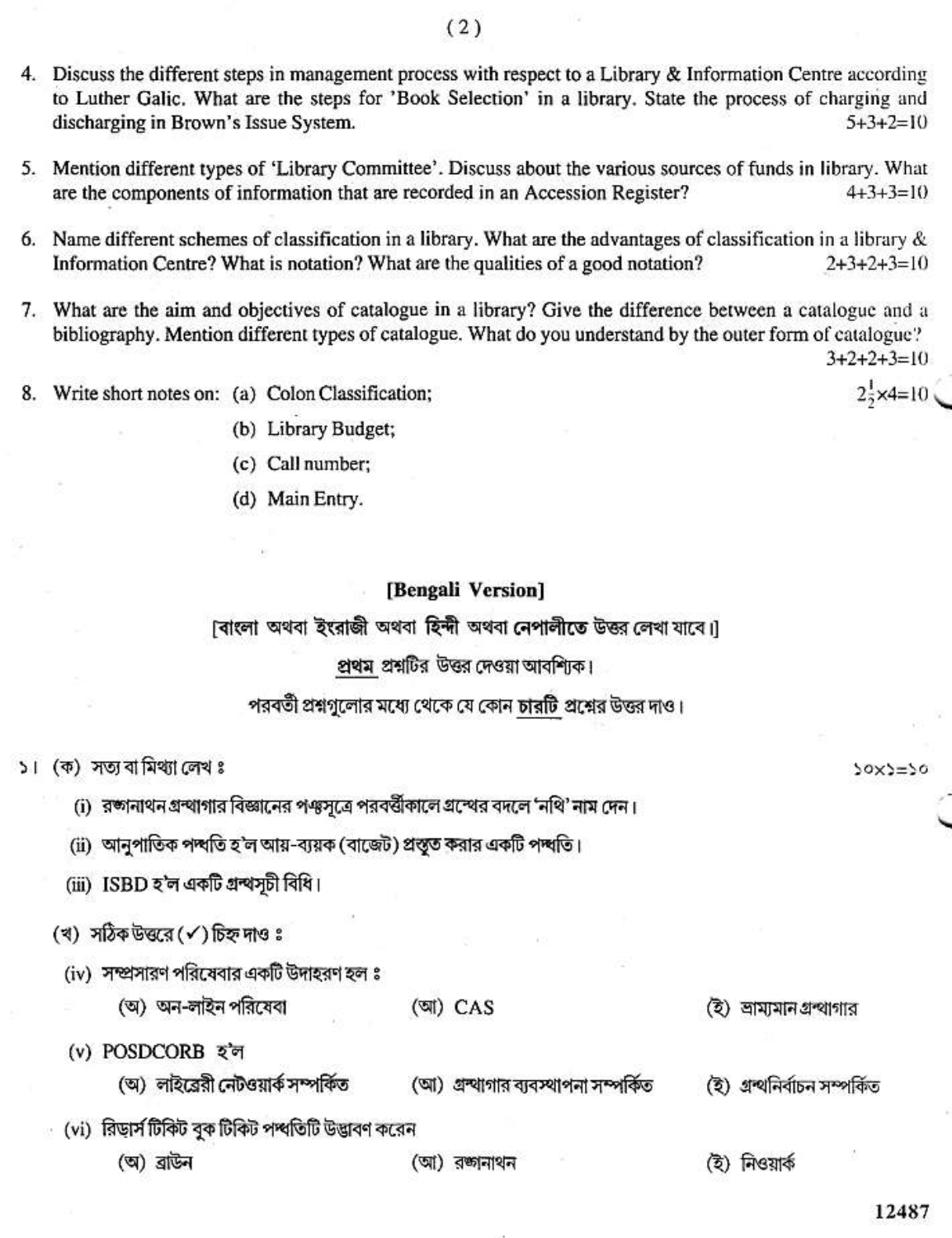4. Discuss the different steps in management process with respect to a Library & Information Centre according to Luther Galic. What are the steps for 'Book Selection' in a library. State the process of charging and discharging in Brown's Issue System. 5+3+2=10

5. Mention different types of 'Library Committee'. Discuss about the various sources of funds in library. What are the components of information that are recorded in an Accession Register? 4+3+3=10

6. Name different schemes of classification in a library. What are the advantages of classification in a library & Information Centre? What is notation? What are the qualities of a good notation? 2+3+2+3=10

7. What are the aim and objectives of catalogue in a library? Give the difference between a catalogue and a bibliography. Mention different types of catalogue. What do you understand by the outer form of catalogue? 3+2+2+3=10

8. Write short notes on: (a) Colon Classification; $2\frac{1}{2}\times4=10$
   (b) Library Budget;
   (c) Call number;
   (d) Main Entry.

**[Bengali Version]**

[বাংলা অথবা ইংরাজী অথবা **হিন্দী** অথবা নেপালীতে উত্তর লেখা যাবে।]

প্রথম প্রশ্নটির উত্তর দেওয়া আবশ্যিক।

পরবর্তী প্রশ্নগুলোর মধ্যে থেকে যে কোন চারটি প্রশ্নের উত্তর দাও।

১। (ক) সত্য বা মিথ্যা লেখ ঃ ১০×১=১০

(i) রঙ্গনাথন গ্রন্থাগার বিজ্ঞানের পঞ্চসূত্রে পরবর্তীকালে গ্রন্থের বদলে 'নথি' নাম দেন।

(ii) আনুপাতিক পদ্ধতি হ'ল আয়-ব্যয়ক (বাজেট) প্রস্তুত করার একটি পদ্ধতি।

(iii) ISBD হ'ল একটি গ্রন্থসূচী বিধি।

(খ) সঠিক উত্তরে (✓) চিহ্ন দাও ঃ

(iv) সম্প্রসারণ পরিষেবার একটি উদাহরণ হল ঃ
   (অ) অন-লাইন পরিষেবা (আ) CAS (ই) ভ্রাম্যমান গ্রন্থাগার

(v) POSDCORB হ'ল
   (অ) লাইব্রেরী নেটওয়ার্ক সম্পর্কিত (আ) গ্রন্থাগার ব্যবস্থাপনা সম্পর্কিত (ই) গ্রন্থনির্বাচন সম্পর্কিত

(vi) রিডার্স টিকিট বুক টিকিট পদ্ধতিটি উদ্ভাবণ করেন
   (অ) ব্রাউন (আ) রঙ্গনাথন (ই) নিওয়ার্ক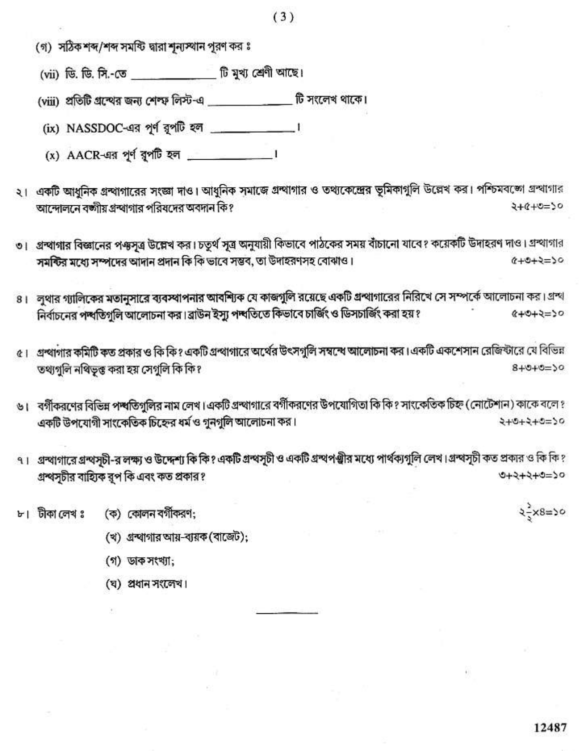(গ) সঠিক শব্দ/শব্দ সমষ্টি দ্বারা শূন্যস্থান পূরণ কর ঃ

(vii) ডি. ডি. সি.-তে ____________ টি মুখ্য শ্রেণী আছে।

(viii) প্রতিটি গ্রন্থের জন্য শেল্ফ লিস্ট-এ ____________ টি সংলেখ থাকে।

(ix) NASSDOC-এর পূর্ণ রূপটি হল ____________।

(x) AACR-এর পূর্ণ রূপটি হল ____________।

২। একটি আধুনিক গ্রন্থাগারের সংজ্ঞা দাও। আধুনিক সমাজে গ্রন্থাগার ও তথ্যকেন্দ্রের ভূমিকাগুলি উল্লেখ কর। পশ্চিমবঙ্গে গ্রন্থাগার আন্দোলনে বঙ্গীয় গ্রন্থাগার পরিষদের অবদান কি? ২+৫+৩=১০

৩। গ্রন্থাগার বিজ্ঞানের পঞ্চসূত্র উল্লেখ কর। চতুর্থ সূত্র অনুযায়ী কিভাবে পাঠকের সময় বাঁচানো যাবে? কয়েকটি উদাহরণ দাও। গ্রন্থাগার সমষ্টির মধ্যে সম্পদের আদান প্রদান কি কি ভাবে সম্ভব, তা উদাহরণসহ বোঝাও। ৫+৩+২=১০

৪। লুথার গ্যালিকের মতানুসারে ব্যবস্থাপনার আবশ্যিক যে কাজগুলি রয়েছে একটি গ্রন্থাগারের নিরিখে সে সম্পর্কে আলোচনা কর। গ্রন্থ নির্বাচনের পদ্ধতিগুলি আলোচনা কর। ব্রাউন ইস্যু পদ্ধতিতে কিভাবে চার্জিং ও ডিসচার্জিং করা হয়? ৫+৩+২=১০

৫। গ্রন্থাগার কমিটি কত প্রকার ও কি কি? একটি গ্রন্থাগারে অর্থের উৎসগুলি সম্বন্ধে আলোচনা কর। একটি একশেসান রেজিস্টারে যে বিভিন্ন তথ্যগুলি নথিভুক্ত করা হয় সেগুলি কি কি? ৪+৩+৩=১০

৬। বর্গীকরণের বিভিন্ন পদ্ধতিগুলির নাম লেখ। একটি গ্রন্থাগারে বর্গীকরণের উপযোগিতা কি কি? সাংকেতিক চিহ্ন (নোটেশান) কাকে বলে? একটি উপযোগী সাংকেতিক চিহ্নের ধর্ম ও গুনগুলি আলোচনা কর। ২+৩+২+৩=১০

৭। গ্রন্থাগারে গ্রন্থসূচী-র লক্ষ্য ও উদ্দেশ্য কি কি? একটি গ্রন্থসূচী ও একটি গ্রন্থপঞ্জীর মধ্যে পার্থক্যগুলি লেখ। গ্রন্থসূচী কত প্রকার ও কি কি? গ্রন্থসূচীর বাহ্যিক রূপ কি এবং কত প্রকার? ৩+২+২+৩=১০

৮। টীকা লেখ ঃ $২\frac{১}{২}\times৪=১০$

(ক) কোলন বর্গীকরণ;

(খ) গ্রন্থাগার আয়-ব্যয়ক (বাজেট);

(গ) ডাক সংখ্যা;

(ঘ) প্রধান সংলেখ।

---

12487